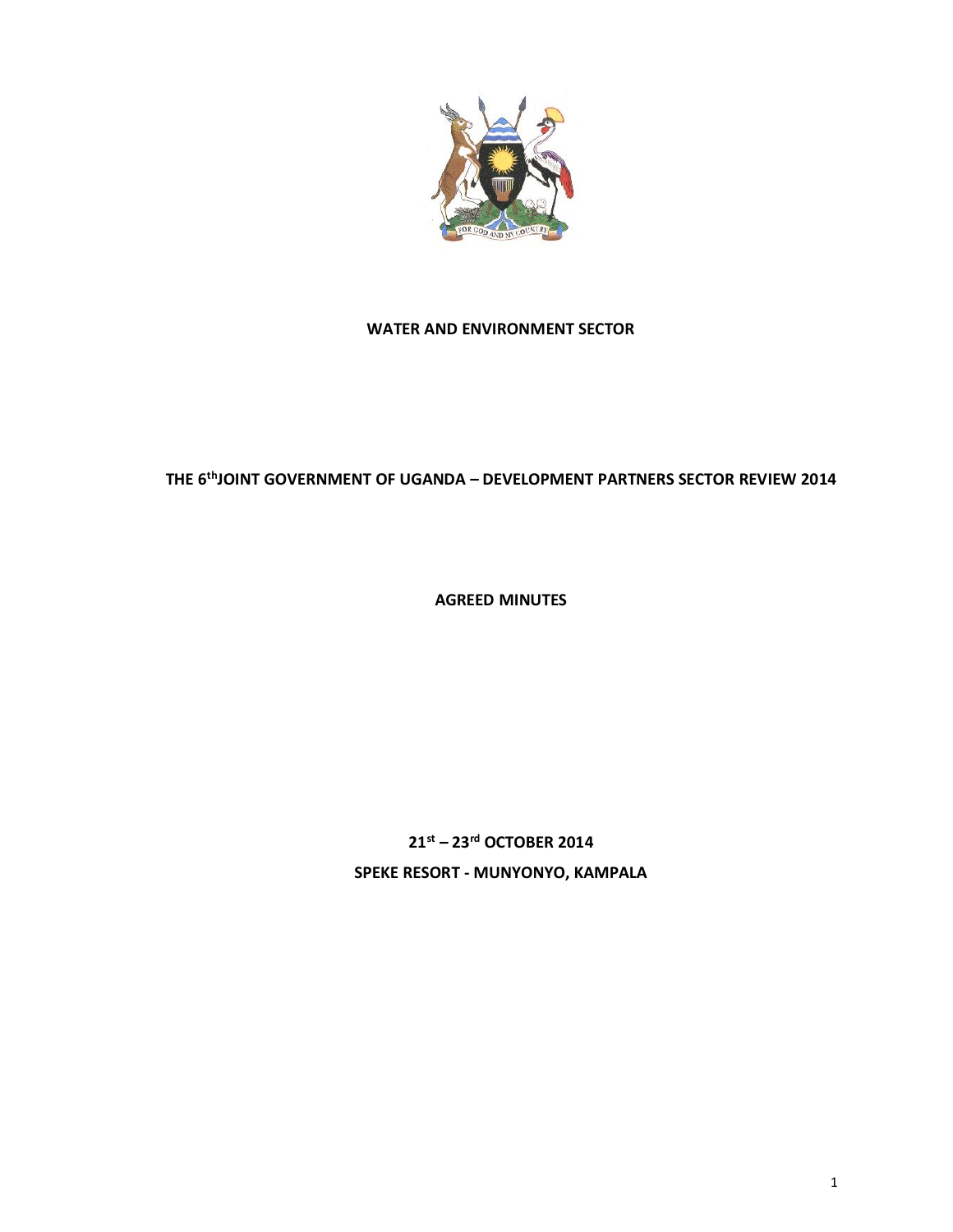**WATER AND ENVIRONMENT SECTOR**

**THE 6th JOINT GOVERNMENT OF UGANDA – DEVELOPMENT PARTNERS SECTOR REVIEW 2014**

**AGREED MINUTES**

**21st – 23rd OCTOBER 2014**

**SPEKE RESORT - MUNYONYO, KAMPALA**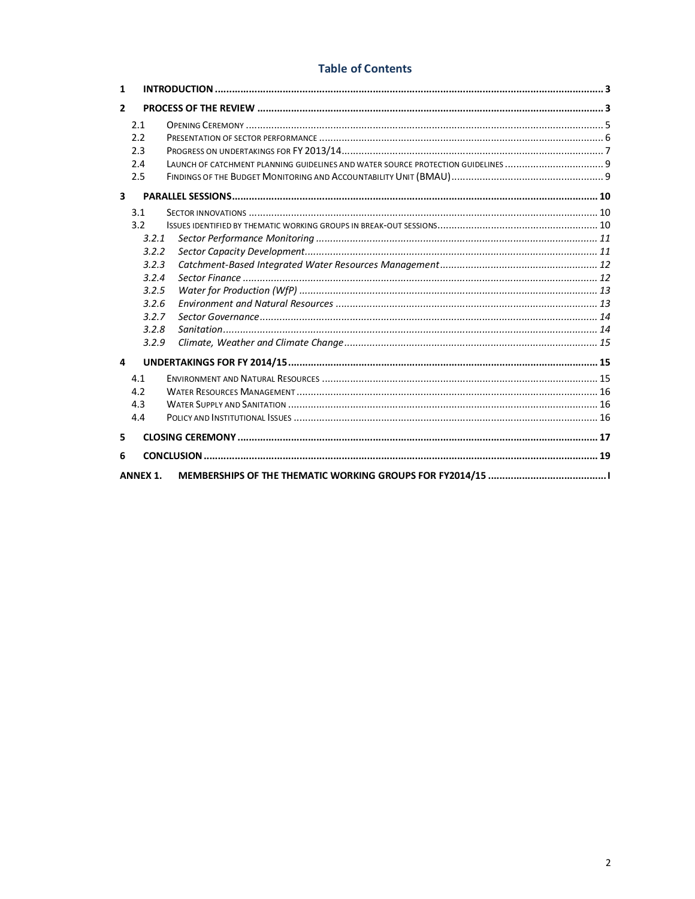# Table of Contents

1 INTRODUCTION ........................................................................................................................................ 3

2 PROCESS OF THE REVIEW ........................................................................................................................ 3

- 2.1 Opening Ceremony ............................................................................................................................ 5
- 2.2 Presentation of sector performance .................................................................................................... 6
- 2.3 Progress on undertakings for FY 2013/14........................................................................................... 7
- 2.4 Launch of catchment planning guidelines and water source protection guidelines .................................. 9
- 2.5 Findings of the Budget Monitoring and Accountability Unit (BMAU) ...................................................... 9

3 PARALLEL SESSIONS............................................................................................................................... 10

- 3.1 Sector innovations .......................................................................................................................... 10
- 3.2 Issues identified by thematic working groups in break-out sessions......................................................... 10
  - *3.2.1 Sector Performance Monitoring .................................................................................................. 11*
  - *3.2.2 Sector Capacity Development...................................................................................................... 11*
  - *3.2.3 Catchment-Based Integrated Water Resources Management ....................................................... 12*
  - *3.2.4 Sector Finance ............................................................................................................................ 12*
  - *3.2.5 Water for Production (WfP) ........................................................................................................ 13*
  - *3.2.6 Environment and Natural Resources ........................................................................................... 13*
  - *3.2.7 Sector Governance...................................................................................................................... 14*
  - *3.2.8 Sanitation................................................................................................................................... 14*
  - *3.2.9 Climate, Weather and Climate Change......................................................................................... 15*

4 UNDERTAKINGS FOR FY 2014/15............................................................................................................ 15

- 4.1 Environment and Natural Resources ................................................................................................. 15
- 4.2 Water Resources Management .......................................................................................................... 16
- 4.3 Water Supply and Sanitation ............................................................................................................ 16
- 4.4 Policy and Institutional Issues ........................................................................................................... 16

5 CLOSING CEREMONY ............................................................................................................................. 17

6 CONCLUSION .......................................................................................................................................... 19

ANNEX 1. MEMBERSHIPS OF THE THEMATIC WORKING GROUPS FOR FY2014/15 ......................................... I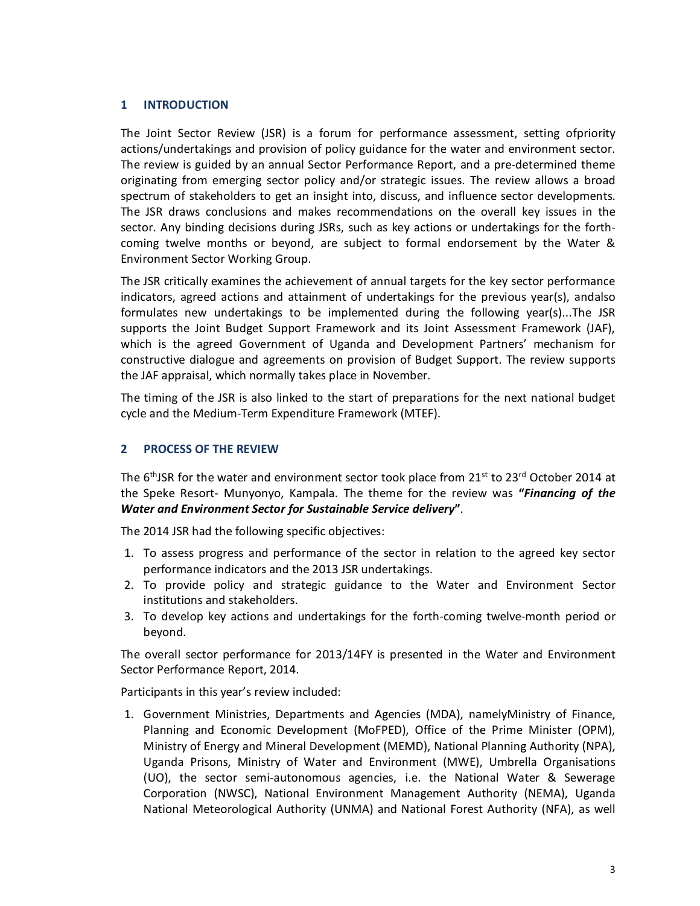## 1 INTRODUCTION

The Joint Sector Review (JSR) is a forum for performance assessment, setting ofpriority actions/undertakings and provision of policy guidance for the water and environment sector. The review is guided by an annual Sector Performance Report, and a pre-determined theme originating from emerging sector policy and/or strategic issues. The review allows a broad spectrum of stakeholders to get an insight into, discuss, and influence sector developments. The JSR draws conclusions and makes recommendations on the overall key issues in the sector. Any binding decisions during JSRs, such as key actions or undertakings for the forth-coming twelve months or beyond, are subject to formal endorsement by the Water & Environment Sector Working Group.

The JSR critically examines the achievement of annual targets for the key sector performance indicators, agreed actions and attainment of undertakings for the previous year(s), andalso formulates new undertakings to be implemented during the following year(s)...The JSR supports the Joint Budget Support Framework and its Joint Assessment Framework (JAF), which is the agreed Government of Uganda and Development Partners' mechanism for constructive dialogue and agreements on provision of Budget Support. The review supports the JAF appraisal, which normally takes place in November.

The timing of the JSR is also linked to the start of preparations for the next national budget cycle and the Medium-Term Expenditure Framework (MTEF).

## 2 PROCESS OF THE REVIEW

The 6thJSR for the water and environment sector took place from 21st to 23rd October 2014 at the Speke Resort- Munyonyo, Kampala. The theme for the review was **"*Financing of the Water and Environment Sector for Sustainable Service delivery*"**.

The 2014 JSR had the following specific objectives:

1. To assess progress and performance of the sector in relation to the agreed key sector performance indicators and the 2013 JSR undertakings.
2. To provide policy and strategic guidance to the Water and Environment Sector institutions and stakeholders.
3. To develop key actions and undertakings for the forth-coming twelve-month period or beyond.

The overall sector performance for 2013/14FY is presented in the Water and Environment Sector Performance Report, 2014.

Participants in this year's review included:

1. Government Ministries, Departments and Agencies (MDA), namelyMinistry of Finance, Planning and Economic Development (MoFPED), Office of the Prime Minister (OPM), Ministry of Energy and Mineral Development (MEMD), National Planning Authority (NPA), Uganda Prisons, Ministry of Water and Environment (MWE), Umbrella Organisations (UO), the sector semi-autonomous agencies, i.e. the National Water & Sewerage Corporation (NWSC), National Environment Management Authority (NEMA), Uganda National Meteorological Authority (UNMA) and National Forest Authority (NFA), as well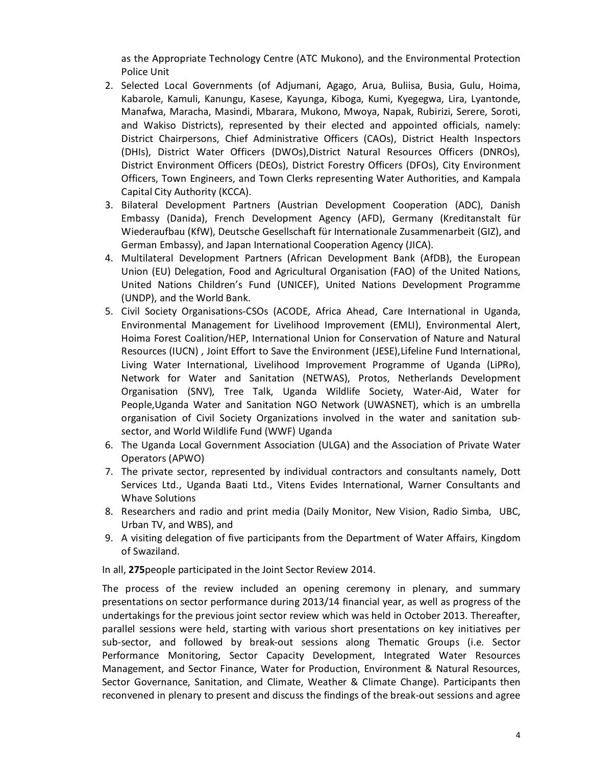as the Appropriate Technology Centre (ATC Mukono), and the Environmental Protection Police Unit

2. Selected Local Governments (of Adjumani, Agago, Arua, Buliisa, Busia, Gulu, Hoima, Kabarole, Kamuli, Kanungu, Kasese, Kayunga, Kiboga, Kumi, Kyegegwa, Lira, Lyantonde, Manafwa, Maracha, Masindi, Mbarara, Mukono, Mwoya, Napak, Rubirizi, Serere, Soroti, and Wakiso Districts), represented by their elected and appointed officials, namely: District Chairpersons, Chief Administrative Officers (CAOs), District Health Inspectors (DHIs), District Water Officers (DWOs),District Natural Resources Officers (DNROs), District Environment Officers (DEOs), District Forestry Officers (DFOs), City Environment Officers, Town Engineers, and Town Clerks representing Water Authorities, and Kampala Capital City Authority (KCCA).
3. Bilateral Development Partners (Austrian Development Cooperation (ADC), Danish Embassy (Danida), French Development Agency (AFD), Germany (Kreditanstalt für Wiederaufbau (KfW), Deutsche Gesellschaft für Internationale Zusammenarbeit (GIZ), and German Embassy), and Japan International Cooperation Agency (JICA).
4. Multilateral Development Partners (African Development Bank (AfDB), the European Union (EU) Delegation, Food and Agricultural Organisation (FAO) of the United Nations, United Nations Children's Fund (UNICEF), United Nations Development Programme (UNDP), and the World Bank.
5. Civil Society Organisations-CSOs (ACODE, Africa Ahead, Care International in Uganda, Environmental Management for Livelihood Improvement (EMLI), Environmental Alert, Hoima Forest Coalition/HEP, International Union for Conservation of Nature and Natural Resources (IUCN) , Joint Effort to Save the Environment (JESE),Lifeline Fund International, Living Water International, Livelihood Improvement Programme of Uganda (LiPRo), Network for Water and Sanitation (NETWAS), Protos, Netherlands Development Organisation (SNV), Tree Talk, Uganda Wildlife Society, Water-Aid, Water for People,Uganda Water and Sanitation NGO Network (UWASNET), which is an umbrella organisation of Civil Society Organizations involved in the water and sanitation sub-sector, and World Wildlife Fund (WWF) Uganda
6. The Uganda Local Government Association (ULGA) and the Association of Private Water Operators (APWO)
7. The private sector, represented by individual contractors and consultants namely, Dott Services Ltd., Uganda Baati Ltd., Vitens Evides International, Warner Consultants and Whave Solutions
8. Researchers and radio and print media (Daily Monitor, New Vision, Radio Simba, UBC, Urban TV, and WBS), and
9. A visiting delegation of five participants from the Department of Water Affairs, Kingdom of Swaziland.

In all, **275**people participated in the Joint Sector Review 2014.

The process of the review included an opening ceremony in plenary, and summary presentations on sector performance during 2013/14 financial year, as well as progress of the undertakings for the previous joint sector review which was held in October 2013. Thereafter, parallel sessions were held, starting with various short presentations on key initiatives per sub-sector, and followed by break-out sessions along Thematic Groups (i.e. Sector Performance Monitoring, Sector Capacity Development, Integrated Water Resources Management, and Sector Finance, Water for Production, Environment & Natural Resources, Sector Governance, Sanitation, and Climate, Weather & Climate Change). Participants then reconvened in plenary to present and discuss the findings of the break-out sessions and agree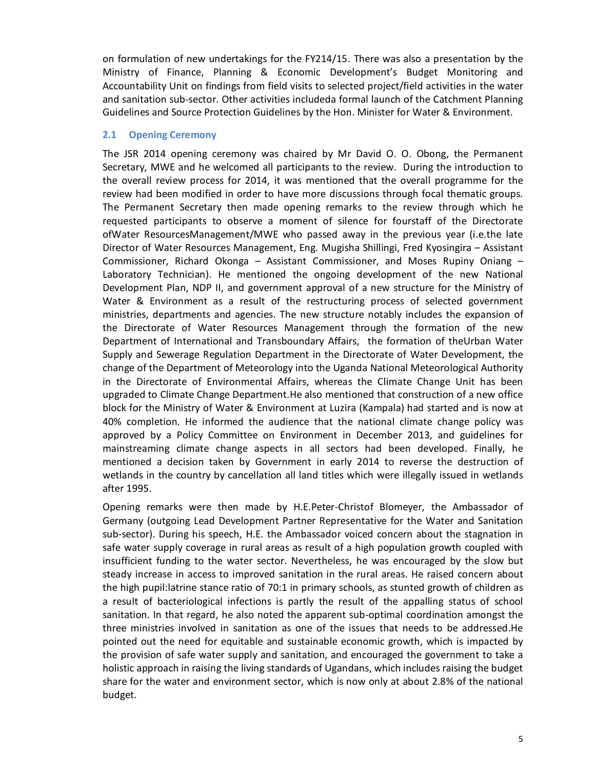on formulation of new undertakings for the FY214/15. There was also a presentation by the Ministry of Finance, Planning & Economic Development's Budget Monitoring and Accountability Unit on findings from field visits to selected project/field activities in the water and sanitation sub-sector. Other activities includeda formal launch of the Catchment Planning Guidelines and Source Protection Guidelines by the Hon. Minister for Water & Environment.

## 2.1 Opening Ceremony

The JSR 2014 opening ceremony was chaired by Mr David O. O. Obong, the Permanent Secretary, MWE and he welcomed all participants to the review. During the introduction to the overall review process for 2014, it was mentioned that the overall programme for the review had been modified in order to have more discussions through focal thematic groups. The Permanent Secretary then made opening remarks to the review through which he requested participants to observe a moment of silence for fourstaff of the Directorate ofWater ResourcesManagement/MWE who passed away in the previous year (i.e.the late Director of Water Resources Management, Eng. Mugisha Shillingi, Fred Kyosingira – Assistant Commissioner, Richard Okonga – Assistant Commissioner, and Moses Rupiny Oniang – Laboratory Technician). He mentioned the ongoing development of the new National Development Plan, NDP II, and government approval of a new structure for the Ministry of Water & Environment as a result of the restructuring process of selected government ministries, departments and agencies. The new structure notably includes the expansion of the Directorate of Water Resources Management through the formation of the new Department of International and Transboundary Affairs, the formation of theUrban Water Supply and Sewerage Regulation Department in the Directorate of Water Development, the change of the Department of Meteorology into the Uganda National Meteorological Authority in the Directorate of Environmental Affairs, whereas the Climate Change Unit has been upgraded to Climate Change Department.He also mentioned that construction of a new office block for the Ministry of Water & Environment at Luzira (Kampala) had started and is now at 40% completion. He informed the audience that the national climate change policy was approved by a Policy Committee on Environment in December 2013, and guidelines for mainstreaming climate change aspects in all sectors had been developed. Finally, he mentioned a decision taken by Government in early 2014 to reverse the destruction of wetlands in the country by cancellation all land titles which were illegally issued in wetlands after 1995.

Opening remarks were then made by H.E.Peter-Christof Blomeyer, the Ambassador of Germany (outgoing Lead Development Partner Representative for the Water and Sanitation sub-sector). During his speech, H.E. the Ambassador voiced concern about the stagnation in safe water supply coverage in rural areas as result of a high population growth coupled with insufficient funding to the water sector. Nevertheless, he was encouraged by the slow but steady increase in access to improved sanitation in the rural areas. He raised concern about the high pupil:latrine stance ratio of 70:1 in primary schools, as stunted growth of children as a result of bacteriological infections is partly the result of the appalling status of school sanitation. In that regard, he also noted the apparent sub-optimal coordination amongst the three ministries involved in sanitation as one of the issues that needs to be addressed.He pointed out the need for equitable and sustainable economic growth, which is impacted by the provision of safe water supply and sanitation, and encouraged the government to take a holistic approach in raising the living standards of Ugandans, which includes raising the budget share for the water and environment sector, which is now only at about 2.8% of the national budget.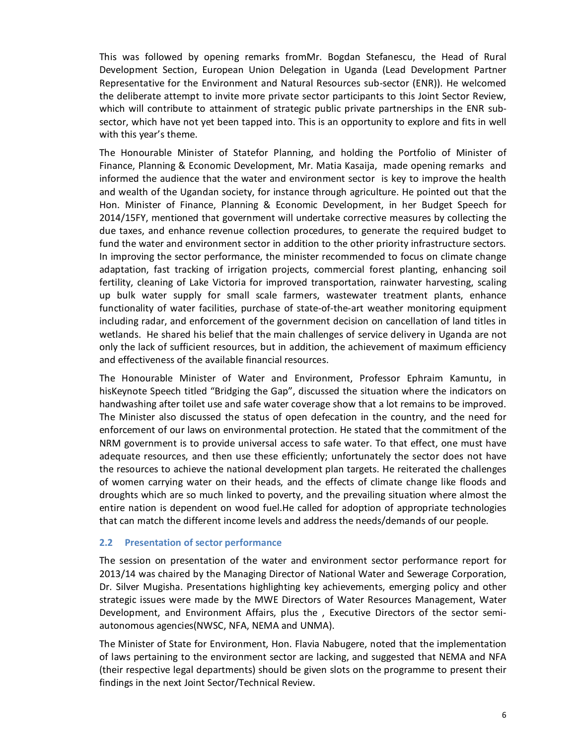This was followed by opening remarks fromMr. Bogdan Stefanescu, the Head of Rural Development Section, European Union Delegation in Uganda (Lead Development Partner Representative for the Environment and Natural Resources sub-sector (ENR)). He welcomed the deliberate attempt to invite more private sector participants to this Joint Sector Review, which will contribute to attainment of strategic public private partnerships in the ENR sub-sector, which have not yet been tapped into. This is an opportunity to explore and fits in well with this year's theme.

The Honourable Minister of Statefor Planning, and holding the Portfolio of Minister of Finance, Planning & Economic Development, Mr. Matia Kasaija, made opening remarks and informed the audience that the water and environment sector is key to improve the health and wealth of the Ugandan society, for instance through agriculture. He pointed out that the Hon. Minister of Finance, Planning & Economic Development, in her Budget Speech for 2014/15FY, mentioned that government will undertake corrective measures by collecting the due taxes, and enhance revenue collection procedures, to generate the required budget to fund the water and environment sector in addition to the other priority infrastructure sectors. In improving the sector performance, the minister recommended to focus on climate change adaptation, fast tracking of irrigation projects, commercial forest planting, enhancing soil fertility, cleaning of Lake Victoria for improved transportation, rainwater harvesting, scaling up bulk water supply for small scale farmers, wastewater treatment plants, enhance functionality of water facilities, purchase of state-of-the-art weather monitoring equipment including radar, and enforcement of the government decision on cancellation of land titles in wetlands. He shared his belief that the main challenges of service delivery in Uganda are not only the lack of sufficient resources, but in addition, the achievement of maximum efficiency and effectiveness of the available financial resources.

The Honourable Minister of Water and Environment, Professor Ephraim Kamuntu, in hisKeynote Speech titled "Bridging the Gap", discussed the situation where the indicators on handwashing after toilet use and safe water coverage show that a lot remains to be improved. The Minister also discussed the status of open defecation in the country, and the need for enforcement of our laws on environmental protection. He stated that the commitment of the NRM government is to provide universal access to safe water. To that effect, one must have adequate resources, and then use these efficiently; unfortunately the sector does not have the resources to achieve the national development plan targets. He reiterated the challenges of women carrying water on their heads, and the effects of climate change like floods and droughts which are so much linked to poverty, and the prevailing situation where almost the entire nation is dependent on wood fuel.He called for adoption of appropriate technologies that can match the different income levels and address the needs/demands of our people.

### 2.2 Presentation of sector performance

The session on presentation of the water and environment sector performance report for 2013/14 was chaired by the Managing Director of National Water and Sewerage Corporation, Dr. Silver Mugisha. Presentations highlighting key achievements, emerging policy and other strategic issues were made by the MWE Directors of Water Resources Management, Water Development, and Environment Affairs, plus the , Executive Directors of the sector semi-autonomous agencies(NWSC, NFA, NEMA and UNMA).

The Minister of State for Environment, Hon. Flavia Nabugere, noted that the implementation of laws pertaining to the environment sector are lacking, and suggested that NEMA and NFA (their respective legal departments) should be given slots on the programme to present their findings in the next Joint Sector/Technical Review.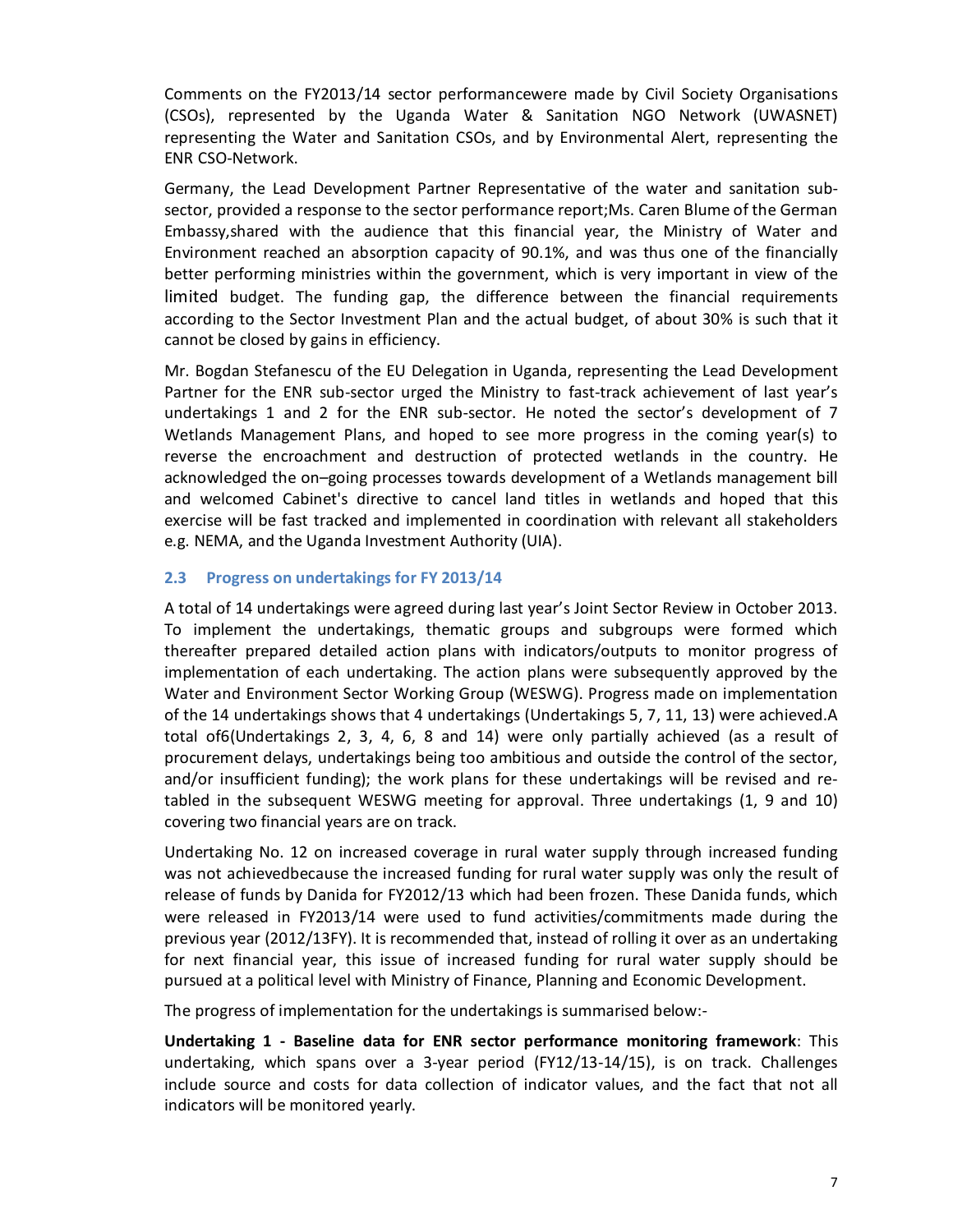Comments on the FY2013/14 sector performancewere made by Civil Society Organisations (CSOs), represented by the Uganda Water & Sanitation NGO Network (UWASNET) representing the Water and Sanitation CSOs, and by Environmental Alert, representing the ENR CSO-Network.

Germany, the Lead Development Partner Representative of the water and sanitation sub-sector, provided a response to the sector performance report;Ms. Caren Blume of the German Embassy,shared with the audience that this financial year, the Ministry of Water and Environment reached an absorption capacity of 90.1%, and was thus one of the financially better performing ministries within the government, which is very important in view of the limited budget. The funding gap, the difference between the financial requirements according to the Sector Investment Plan and the actual budget, of about 30% is such that it cannot be closed by gains in efficiency.

Mr. Bogdan Stefanescu of the EU Delegation in Uganda, representing the Lead Development Partner for the ENR sub-sector urged the Ministry to fast-track achievement of last year's undertakings 1 and 2 for the ENR sub-sector. He noted the sector's development of 7 Wetlands Management Plans, and hoped to see more progress in the coming year(s) to reverse the encroachment and destruction of protected wetlands in the country. He acknowledged the on–going processes towards development of a Wetlands management bill and welcomed Cabinet's directive to cancel land titles in wetlands and hoped that this exercise will be fast tracked and implemented in coordination with relevant all stakeholders e.g. NEMA, and the Uganda Investment Authority (UIA).

### 2.3 Progress on undertakings for FY 2013/14

A total of 14 undertakings were agreed during last year's Joint Sector Review in October 2013. To implement the undertakings, thematic groups and subgroups were formed which thereafter prepared detailed action plans with indicators/outputs to monitor progress of implementation of each undertaking. The action plans were subsequently approved by the Water and Environment Sector Working Group (WESWG). Progress made on implementation of the 14 undertakings shows that 4 undertakings (Undertakings 5, 7, 11, 13) were achieved.A total of6(Undertakings 2, 3, 4, 6, 8 and 14) were only partially achieved (as a result of procurement delays, undertakings being too ambitious and outside the control of the sector, and/or insufficient funding); the work plans for these undertakings will be revised and re-tabled in the subsequent WESWG meeting for approval. Three undertakings (1, 9 and 10) covering two financial years are on track.

Undertaking No. 12 on increased coverage in rural water supply through increased funding was not achievedbecause the increased funding for rural water supply was only the result of release of funds by Danida for FY2012/13 which had been frozen. These Danida funds, which were released in FY2013/14 were used to fund activities/commitments made during the previous year (2012/13FY). It is recommended that, instead of rolling it over as an undertaking for next financial year, this issue of increased funding for rural water supply should be pursued at a political level with Ministry of Finance, Planning and Economic Development.

The progress of implementation for the undertakings is summarised below:-

**Undertaking 1 - Baseline data for ENR sector performance monitoring framework**: This undertaking, which spans over a 3-year period (FY12/13-14/15), is on track. Challenges include source and costs for data collection of indicator values, and the fact that not all indicators will be monitored yearly.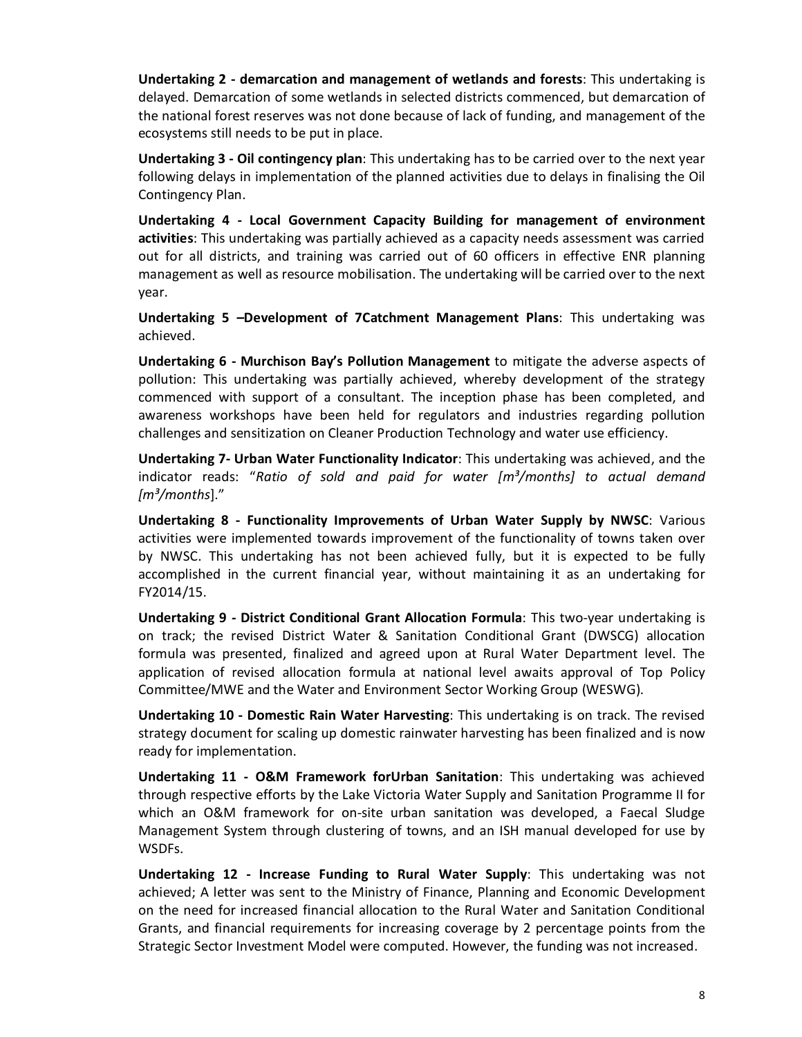**Undertaking 2 - demarcation and management of wetlands and forests**: This undertaking is delayed. Demarcation of some wetlands in selected districts commenced, but demarcation of the national forest reserves was not done because of lack of funding, and management of the ecosystems still needs to be put in place.

**Undertaking 3 - Oil contingency plan**: This undertaking has to be carried over to the next year following delays in implementation of the planned activities due to delays in finalising the Oil Contingency Plan.

**Undertaking 4 - Local Government Capacity Building for management of environment activities**: This undertaking was partially achieved as a capacity needs assessment was carried out for all districts, and training was carried out of 60 officers in effective ENR planning management as well as resource mobilisation. The undertaking will be carried over to the next year.

**Undertaking 5 –Development of 7Catchment Management Plans**: This undertaking was achieved.

**Undertaking 6 - Murchison Bay's Pollution Management** to mitigate the adverse aspects of pollution: This undertaking was partially achieved, whereby development of the strategy commenced with support of a consultant. The inception phase has been completed, and awareness workshops have been held for regulators and industries regarding pollution challenges and sensitization on Cleaner Production Technology and water use efficiency.

**Undertaking 7- Urban Water Functionality Indicator**: This undertaking was achieved, and the indicator reads: "*Ratio of sold and paid for water [m³/months] to actual demand [m³/months*]."

**Undertaking 8 - Functionality Improvements of Urban Water Supply by NWSC**: Various activities were implemented towards improvement of the functionality of towns taken over by NWSC. This undertaking has not been achieved fully, but it is expected to be fully accomplished in the current financial year, without maintaining it as an undertaking for FY2014/15.

**Undertaking 9 - District Conditional Grant Allocation Formula**: This two-year undertaking is on track; the revised District Water & Sanitation Conditional Grant (DWSCG) allocation formula was presented, finalized and agreed upon at Rural Water Department level. The application of revised allocation formula at national level awaits approval of Top Policy Committee/MWE and the Water and Environment Sector Working Group (WESWG).

**Undertaking 10 - Domestic Rain Water Harvesting**: This undertaking is on track. The revised strategy document for scaling up domestic rainwater harvesting has been finalized and is now ready for implementation.

**Undertaking 11 - O&M Framework forUrban Sanitation**: This undertaking was achieved through respective efforts by the Lake Victoria Water Supply and Sanitation Programme II for which an O&M framework for on-site urban sanitation was developed, a Faecal Sludge Management System through clustering of towns, and an ISH manual developed for use by WSDFs.

**Undertaking 12 - Increase Funding to Rural Water Supply**: This undertaking was not achieved; A letter was sent to the Ministry of Finance, Planning and Economic Development on the need for increased financial allocation to the Rural Water and Sanitation Conditional Grants, and financial requirements for increasing coverage by 2 percentage points from the Strategic Sector Investment Model were computed. However, the funding was not increased.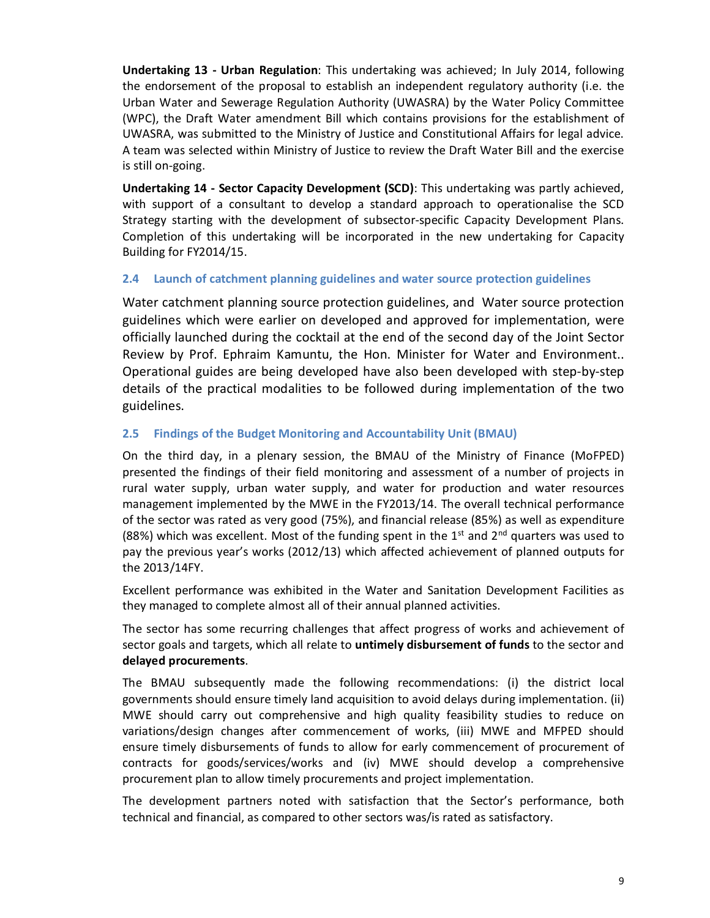**Undertaking 13 - Urban Regulation**: This undertaking was achieved; In July 2014, following the endorsement of the proposal to establish an independent regulatory authority (i.e. the Urban Water and Sewerage Regulation Authority (UWASRA) by the Water Policy Committee (WPC), the Draft Water amendment Bill which contains provisions for the establishment of UWASRA, was submitted to the Ministry of Justice and Constitutional Affairs for legal advice. A team was selected within Ministry of Justice to review the Draft Water Bill and the exercise is still on-going.

**Undertaking 14 - Sector Capacity Development (SCD)**: This undertaking was partly achieved, with support of a consultant to develop a standard approach to operationalise the SCD Strategy starting with the development of subsector-specific Capacity Development Plans. Completion of this undertaking will be incorporated in the new undertaking for Capacity Building for FY2014/15.

## 2.4 Launch of catchment planning guidelines and water source protection guidelines

Water catchment planning source protection guidelines, and Water source protection guidelines which were earlier on developed and approved for implementation, were officially launched during the cocktail at the end of the second day of the Joint Sector Review by Prof. Ephraim Kamuntu, the Hon. Minister for Water and Environment.. Operational guides are being developed have also been developed with step-by-step details of the practical modalities to be followed during implementation of the two guidelines.

## 2.5 Findings of the Budget Monitoring and Accountability Unit (BMAU)

On the third day, in a plenary session, the BMAU of the Ministry of Finance (MoFPED) presented the findings of their field monitoring and assessment of a number of projects in rural water supply, urban water supply, and water for production and water resources management implemented by the MWE in the FY2013/14. The overall technical performance of the sector was rated as very good (75%), and financial release (85%) as well as expenditure (88%) which was excellent. Most of the funding spent in the 1st and 2nd quarters was used to pay the previous year's works (2012/13) which affected achievement of planned outputs for the 2013/14FY.

Excellent performance was exhibited in the Water and Sanitation Development Facilities as they managed to complete almost all of their annual planned activities.

The sector has some recurring challenges that affect progress of works and achievement of sector goals and targets, which all relate to **untimely disbursement of funds** to the sector and **delayed procurements**.

The BMAU subsequently made the following recommendations: (i) the district local governments should ensure timely land acquisition to avoid delays during implementation. (ii) MWE should carry out comprehensive and high quality feasibility studies to reduce on variations/design changes after commencement of works, (iii) MWE and MFPED should ensure timely disbursements of funds to allow for early commencement of procurement of contracts for goods/services/works and (iv) MWE should develop a comprehensive procurement plan to allow timely procurements and project implementation.

The development partners noted with satisfaction that the Sector's performance, both technical and financial, as compared to other sectors was/is rated as satisfactory.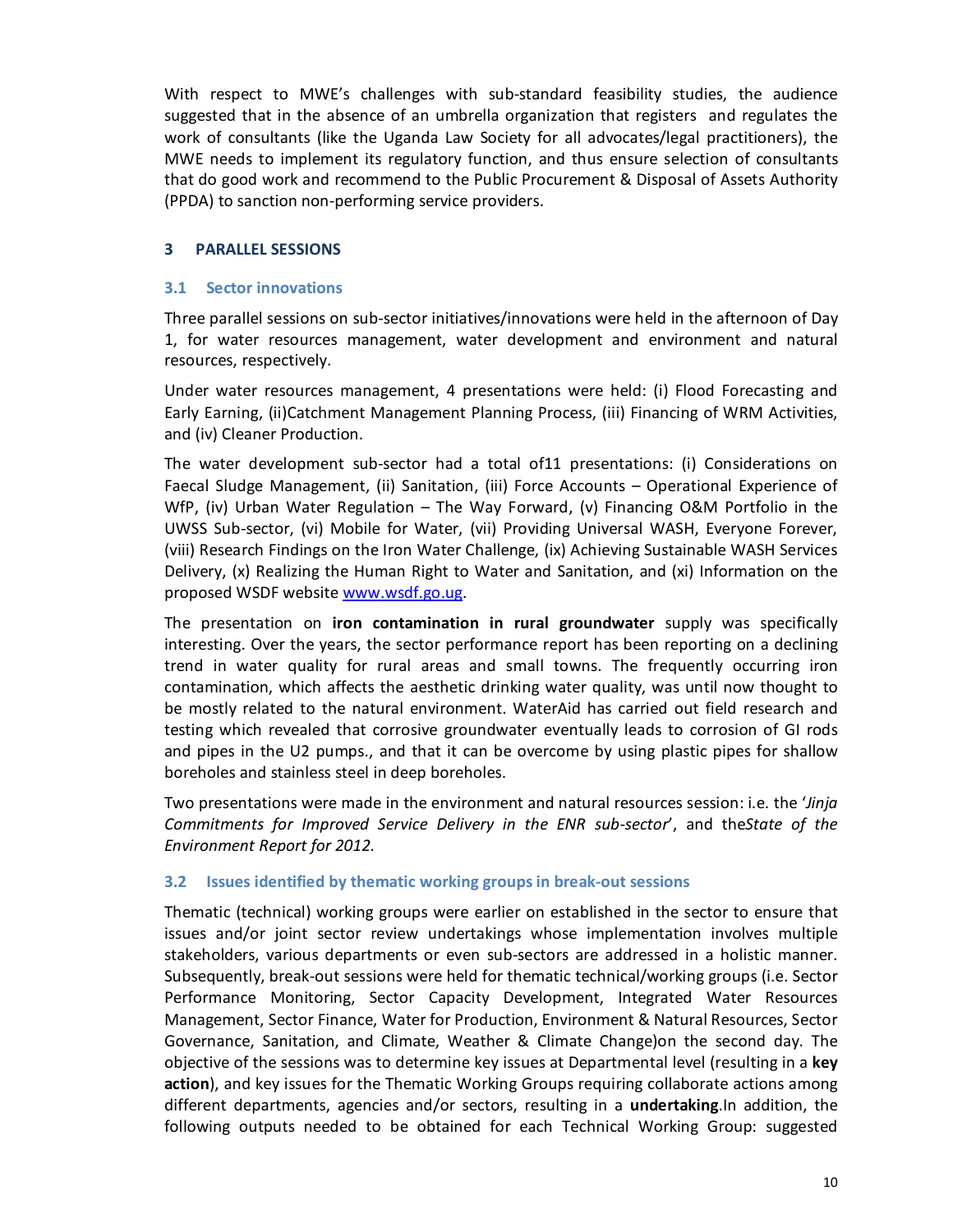With respect to MWE's challenges with sub-standard feasibility studies, the audience suggested that in the absence of an umbrella organization that registers and regulates the work of consultants (like the Uganda Law Society for all advocates/legal practitioners), the MWE needs to implement its regulatory function, and thus ensure selection of consultants that do good work and recommend to the Public Procurement & Disposal of Assets Authority (PPDA) to sanction non-performing service providers.

# 3 PARALLEL SESSIONS

## 3.1 Sector innovations

Three parallel sessions on sub-sector initiatives/innovations were held in the afternoon of Day 1, for water resources management, water development and environment and natural resources, respectively.

Under water resources management, 4 presentations were held: (i) Flood Forecasting and Early Earning, (ii)Catchment Management Planning Process, (iii) Financing of WRM Activities, and (iv) Cleaner Production.

The water development sub-sector had a total of11 presentations: (i) Considerations on Faecal Sludge Management, (ii) Sanitation, (iii) Force Accounts – Operational Experience of WfP, (iv) Urban Water Regulation – The Way Forward, (v) Financing O&M Portfolio in the UWSS Sub-sector, (vi) Mobile for Water, (vii) Providing Universal WASH, Everyone Forever, (viii) Research Findings on the Iron Water Challenge, (ix) Achieving Sustainable WASH Services Delivery, (x) Realizing the Human Right to Water and Sanitation, and (xi) Information on the proposed WSDF website [www.wsdf.go.ug](www.wsdf.go.ug).

The presentation on **iron contamination in rural groundwater** supply was specifically interesting. Over the years, the sector performance report has been reporting on a declining trend in water quality for rural areas and small towns. The frequently occurring iron contamination, which affects the aesthetic drinking water quality, was until now thought to be mostly related to the natural environment. WaterAid has carried out field research and testing which revealed that corrosive groundwater eventually leads to corrosion of GI rods and pipes in the U2 pumps., and that it can be overcome by using plastic pipes for shallow boreholes and stainless steel in deep boreholes.

Two presentations were made in the environment and natural resources session: i.e. the '*Jinja Commitments for Improved Service Delivery in the ENR sub-sector*', and the*State of the Environment Report for 2012.*

## 3.2 Issues identified by thematic working groups in break-out sessions

Thematic (technical) working groups were earlier on established in the sector to ensure that issues and/or joint sector review undertakings whose implementation involves multiple stakeholders, various departments or even sub-sectors are addressed in a holistic manner. Subsequently, break-out sessions were held for thematic technical/working groups (i.e. Sector Performance Monitoring, Sector Capacity Development, Integrated Water Resources Management, Sector Finance, Water for Production, Environment & Natural Resources, Sector Governance, Sanitation, and Climate, Weather & Climate Change)on the second day. The objective of the sessions was to determine key issues at Departmental level (resulting in a **key action**), and key issues for the Thematic Working Groups requiring collaborate actions among different departments, agencies and/or sectors, resulting in a **undertaking**.In addition, the following outputs needed to be obtained for each Technical Working Group: suggested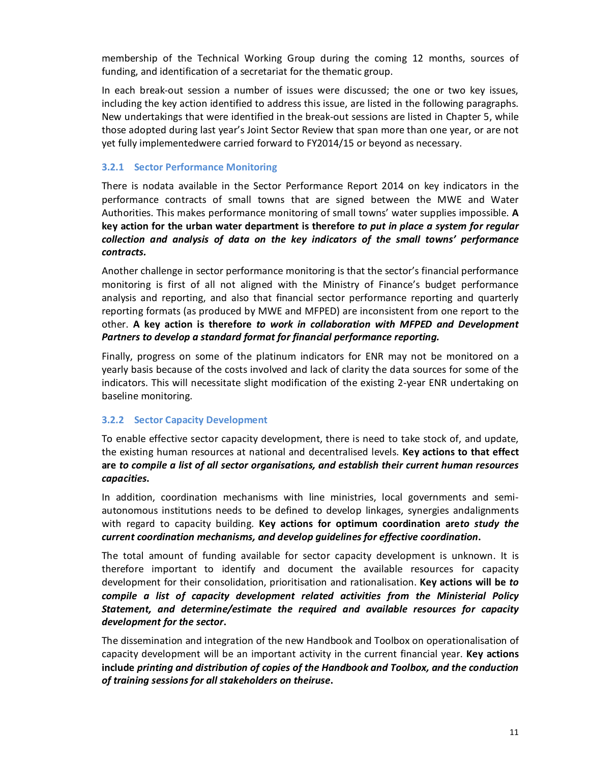membership of the Technical Working Group during the coming 12 months, sources of funding, and identification of a secretariat for the thematic group.

In each break-out session a number of issues were discussed; the one or two key issues, including the key action identified to address this issue, are listed in the following paragraphs. New undertakings that were identified in the break-out sessions are listed in Chapter 5, while those adopted during last year's Joint Sector Review that span more than one year, or are not yet fully implementedwere carried forward to FY2014/15 or beyond as necessary.

### 3.2.1 Sector Performance Monitoring

There is nodata available in the Sector Performance Report 2014 on key indicators in the performance contracts of small towns that are signed between the MWE and Water Authorities. This makes performance monitoring of small towns' water supplies impossible. **A key action for the urban water department is therefore *to put in place a system for regular collection and analysis of data on the key indicators of the small towns' performance contracts.***

Another challenge in sector performance monitoring is that the sector's financial performance monitoring is first of all not aligned with the Ministry of Finance's budget performance analysis and reporting, and also that financial sector performance reporting and quarterly reporting formats (as produced by MWE and MFPED) are inconsistent from one report to the other. **A key action is therefore *to work in collaboration with MFPED and Development Partners to develop a standard format for financial performance reporting.***

Finally, progress on some of the platinum indicators for ENR may not be monitored on a yearly basis because of the costs involved and lack of clarity the data sources for some of the indicators. This will necessitate slight modification of the existing 2-year ENR undertaking on baseline monitoring.

### 3.2.2 Sector Capacity Development

To enable effective sector capacity development, there is need to take stock of, and update, the existing human resources at national and decentralised levels. **Key actions to that effect are *to compile a list of all sector organisations, and establish their current human resources capacities*.**

In addition, coordination mechanisms with line ministries, local governments and semi-autonomous institutions needs to be defined to develop linkages, synergies andalignments with regard to capacity building. **Key actions for optimum coordination are*to study the current coordination mechanisms, and develop guidelines for effective coordination*.**

The total amount of funding available for sector capacity development is unknown. It is therefore important to identify and document the available resources for capacity development for their consolidation, prioritisation and rationalisation. **Key actions will be *to compile a list of capacity development related activities from the Ministerial Policy Statement, and determine/estimate the required and available resources for capacity development for the sector*.**

The dissemination and integration of the new Handbook and Toolbox on operationalisation of capacity development will be an important activity in the current financial year. **Key actions include *printing and distribution of copies of the Handbook and Toolbox, and the conduction of training sessions for all stakeholders on theiruse*.**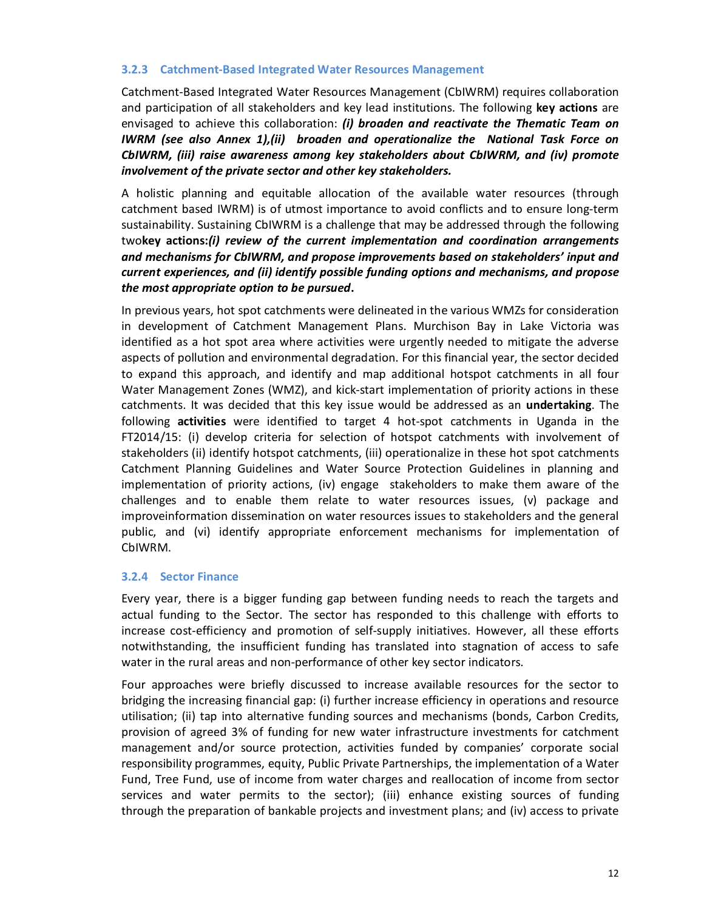### 3.2.3 Catchment-Based Integrated Water Resources Management

Catchment-Based Integrated Water Resources Management (CbIWRM) requires collaboration and participation of all stakeholders and key lead institutions. The following **key actions** are envisaged to achieve this collaboration: ***(i) broaden and reactivate the Thematic Team on IWRM (see also Annex 1),(ii) broaden and operationalize the National Task Force on CbIWRM, (iii) raise awareness among key stakeholders about CbIWRM, and (iv) promote involvement of the private sector and other key stakeholders.***

A holistic planning and equitable allocation of the available water resources (through catchment based IWRM) is of utmost importance to avoid conflicts and to ensure long-term sustainability. Sustaining CbIWRM is a challenge that may be addressed through the following two**key actions:*(i) review of the current implementation and coordination arrangements and mechanisms for CbIWRM, and propose improvements based on stakeholders' input and current experiences, and (ii) identify possible funding options and mechanisms, and propose the most appropriate option to be pursued*.**

In previous years, hot spot catchments were delineated in the various WMZs for consideration in development of Catchment Management Plans. Murchison Bay in Lake Victoria was identified as a hot spot area where activities were urgently needed to mitigate the adverse aspects of pollution and environmental degradation. For this financial year, the sector decided to expand this approach, and identify and map additional hotspot catchments in all four Water Management Zones (WMZ), and kick-start implementation of priority actions in these catchments. It was decided that this key issue would be addressed as an **undertaking**. The following **activities** were identified to target 4 hot-spot catchments in Uganda in the FT2014/15: (i) develop criteria for selection of hotspot catchments with involvement of stakeholders (ii) identify hotspot catchments, (iii) operationalize in these hot spot catchments Catchment Planning Guidelines and Water Source Protection Guidelines in planning and implementation of priority actions, (iv) engage stakeholders to make them aware of the challenges and to enable them relate to water resources issues, (v) package and improveinformation dissemination on water resources issues to stakeholders and the general public, and (vi) identify appropriate enforcement mechanisms for implementation of CbIWRM.

### 3.2.4 Sector Finance

Every year, there is a bigger funding gap between funding needs to reach the targets and actual funding to the Sector. The sector has responded to this challenge with efforts to increase cost-efficiency and promotion of self-supply initiatives. However, all these efforts notwithstanding, the insufficient funding has translated into stagnation of access to safe water in the rural areas and non-performance of other key sector indicators.

Four approaches were briefly discussed to increase available resources for the sector to bridging the increasing financial gap: (i) further increase efficiency in operations and resource utilisation; (ii) tap into alternative funding sources and mechanisms (bonds, Carbon Credits, provision of agreed 3% of funding for new water infrastructure investments for catchment management and/or source protection, activities funded by companies' corporate social responsibility programmes, equity, Public Private Partnerships, the implementation of a Water Fund, Tree Fund, use of income from water charges and reallocation of income from sector services and water permits to the sector); (iii) enhance existing sources of funding through the preparation of bankable projects and investment plans; and (iv) access to private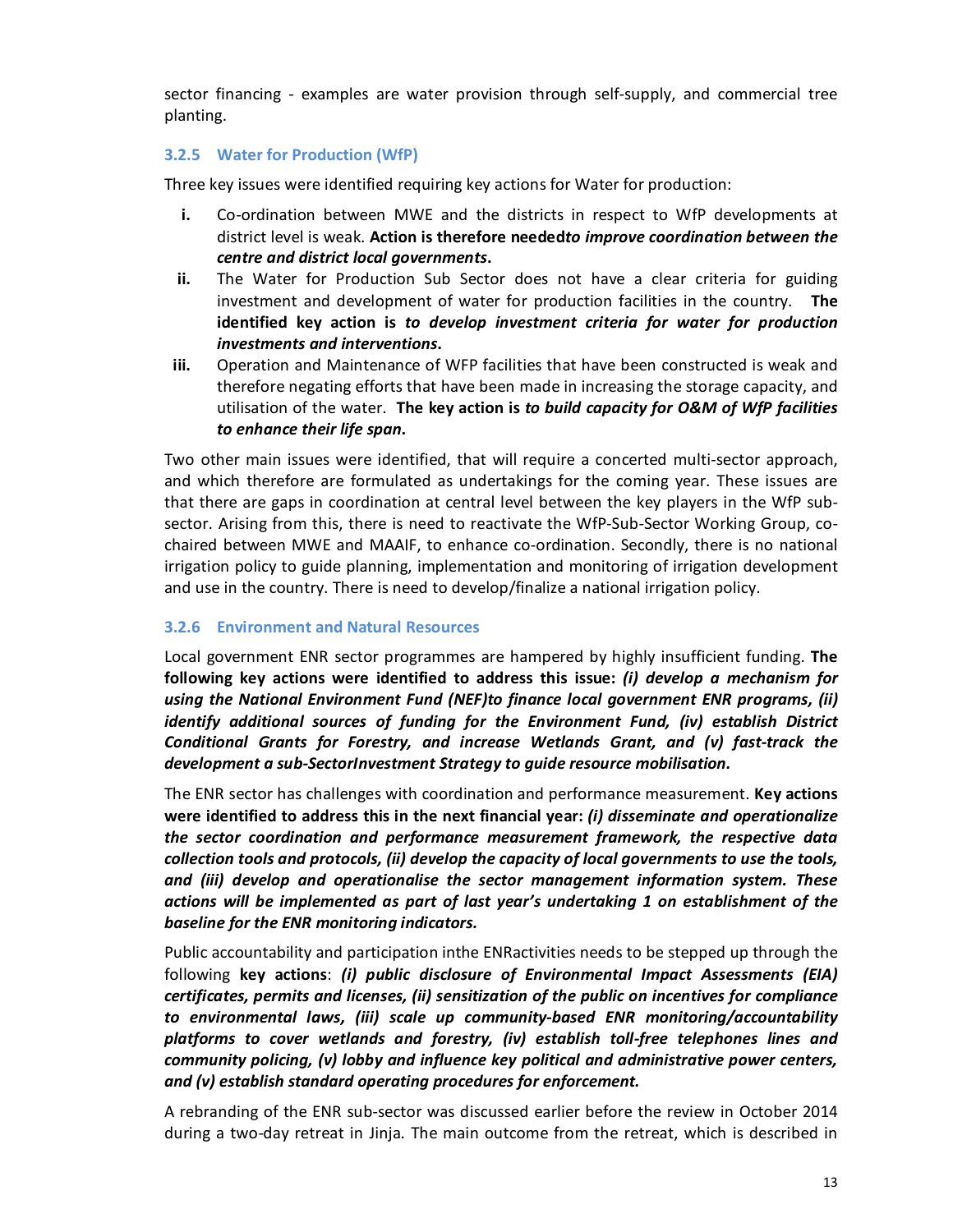sector financing - examples are water provision through self-supply, and commercial tree planting.

### 3.2.5 Water for Production (WfP)

Three key issues were identified requiring key actions for Water for production:

i. Co-ordination between MWE and the districts in respect to WfP developments at district level is weak. **Action is therefore needed*to improve coordination between the centre and district local governments*.**

ii. The Water for Production Sub Sector does not have a clear criteria for guiding investment and development of water for production facilities in the country. **The identified key action is *to develop investment criteria for water for production investments and interventions*.**

iii. Operation and Maintenance of WFP facilities that have been constructed is weak and therefore negating efforts that have been made in increasing the storage capacity, and utilisation of the water. **The key action is *to build capacity for O&M of WfP facilities to enhance their life span*.**

Two other main issues were identified, that will require a concerted multi-sector approach, and which therefore are formulated as undertakings for the coming year. These issues are that there are gaps in coordination at central level between the key players in the WfP sub-sector. Arising from this, there is need to reactivate the WfP-Sub-Sector Working Group, co-chaired between MWE and MAAIF, to enhance co-ordination. Secondly, there is no national irrigation policy to guide planning, implementation and monitoring of irrigation development and use in the country. There is need to develop/finalize a national irrigation policy.

### 3.2.6 Environment and Natural Resources

Local government ENR sector programmes are hampered by highly insufficient funding. **The following key actions were identified to address this issue: *(i) develop a mechanism for using the National Environment Fund (NEF)to finance local government ENR programs, (ii) identify additional sources of funding for the Environment Fund, (iv) establish District Conditional Grants for Forestry, and increase Wetlands Grant, and (v) fast-track the development a sub-SectorInvestment Strategy to guide resource mobilisation.***

The ENR sector has challenges with coordination and performance measurement. **Key actions were identified to address this in the next financial year: *(i) disseminate and operationalize the sector coordination and performance measurement framework, the respective data collection tools and protocols, (ii) develop the capacity of local governments to use the tools, and (iii) develop and operationalise the sector management information system. These actions will be implemented as part of last year's undertaking 1 on establishment of the baseline for the ENR monitoring indicators.***

Public accountability and participation inthe ENRactivities needs to be stepped up through the following **key actions**: ***(i) public disclosure of Environmental Impact Assessments (EIA) certificates, permits and licenses, (ii) sensitization of the public on incentives for compliance to environmental laws, (iii) scale up community-based ENR monitoring/accountability platforms to cover wetlands and forestry, (iv) establish toll-free telephones lines and community policing, (v) lobby and influence key political and administrative power centers, and (v) establish standard operating procedures for enforcement.***

A rebranding of the ENR sub-sector was discussed earlier before the review in October 2014 during a two-day retreat in Jinja. The main outcome from the retreat, which is described in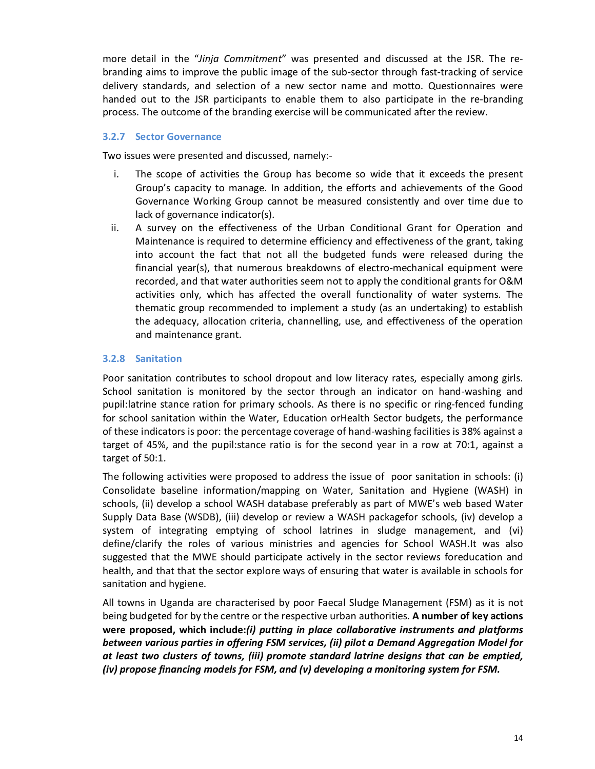more detail in the "*Jinja Commitment*" was presented and discussed at the JSR. The re-branding aims to improve the public image of the sub-sector through fast-tracking of service delivery standards, and selection of a new sector name and motto. Questionnaires were handed out to the JSR participants to enable them to also participate in the re-branding process. The outcome of the branding exercise will be communicated after the review.

### 3.2.7 Sector Governance

Two issues were presented and discussed, namely:-

i. The scope of activities the Group has become so wide that it exceeds the present Group's capacity to manage. In addition, the efforts and achievements of the Good Governance Working Group cannot be measured consistently and over time due to lack of governance indicator(s).
ii. A survey on the effectiveness of the Urban Conditional Grant for Operation and Maintenance is required to determine efficiency and effectiveness of the grant, taking into account the fact that not all the budgeted funds were released during the financial year(s), that numerous breakdowns of electro-mechanical equipment were recorded, and that water authorities seem not to apply the conditional grants for O&M activities only, which has affected the overall functionality of water systems. The thematic group recommended to implement a study (as an undertaking) to establish the adequacy, allocation criteria, channelling, use, and effectiveness of the operation and maintenance grant.

### 3.2.8 Sanitation

Poor sanitation contributes to school dropout and low literacy rates, especially among girls. School sanitation is monitored by the sector through an indicator on hand-washing and pupil:latrine stance ration for primary schools. As there is no specific or ring-fenced funding for school sanitation within the Water, Education orHealth Sector budgets, the performance of these indicators is poor: the percentage coverage of hand-washing facilities is 38% against a target of 45%, and the pupil:stance ratio is for the second year in a row at 70:1, against a target of 50:1.

The following activities were proposed to address the issue of poor sanitation in schools: (i) Consolidate baseline information/mapping on Water, Sanitation and Hygiene (WASH) in schools, (ii) develop a school WASH database preferably as part of MWE's web based Water Supply Data Base (WSDB), (iii) develop or review a WASH packagefor schools, (iv) develop a system of integrating emptying of school latrines in sludge management, and (vi) define/clarify the roles of various ministries and agencies for School WASH.It was also suggested that the MWE should participate actively in the sector reviews foreducation and health, and that that the sector explore ways of ensuring that water is available in schools for sanitation and hygiene.

All towns in Uganda are characterised by poor Faecal Sludge Management (FSM) as it is not being budgeted for by the centre or the respective urban authorities. **A number of key actions were proposed, which include:*(i) putting in place collaborative instruments and platforms between various parties in offering FSM services, (ii) pilot a Demand Aggregation Model for at least two clusters of towns, (iii) promote standard latrine designs that can be emptied, (iv) propose financing models for FSM, and (v) developing a monitoring system for FSM.***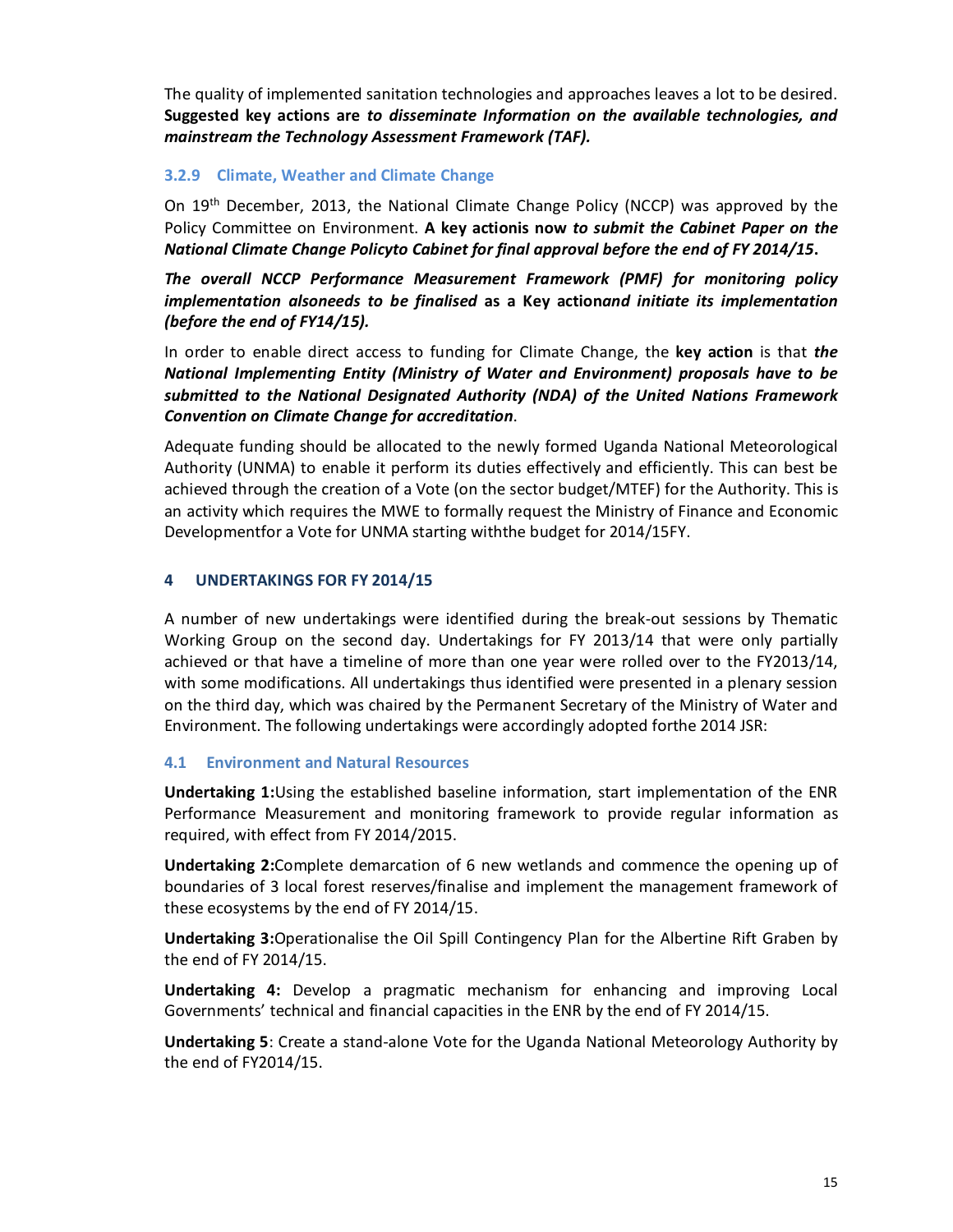The quality of implemented sanitation technologies and approaches leaves a lot to be desired. **Suggested key actions are *to disseminate Information on the available technologies, and mainstream the Technology Assessment Framework (TAF).***

### 3.2.9 Climate, Weather and Climate Change

On 19th December, 2013, the National Climate Change Policy (NCCP) was approved by the Policy Committee on Environment. **A key actionis now *to submit the Cabinet Paper on the National Climate Change Policyto Cabinet for final approval before the end of FY 2014/15.***

***The overall NCCP Performance Measurement Framework (PMF) for monitoring policy implementation alsoneeds to be finalised* as a Key action*and initiate its implementation (before the end of FY14/15).***

In order to enable direct access to funding for Climate Change, the **key action** is that ***the National Implementing Entity (Ministry of Water and Environment) proposals have to be submitted to the National Designated Authority (NDA) of the United Nations Framework Convention on Climate Change for accreditation***.

Adequate funding should be allocated to the newly formed Uganda National Meteorological Authority (UNMA) to enable it perform its duties effectively and efficiently. This can best be achieved through the creation of a Vote (on the sector budget/MTEF) for the Authority. This is an activity which requires the MWE to formally request the Ministry of Finance and Economic Developmentfor a Vote for UNMA starting withthe budget for 2014/15FY.

## 4 UNDERTAKINGS FOR FY 2014/15

A number of new undertakings were identified during the break-out sessions by Thematic Working Group on the second day. Undertakings for FY 2013/14 that were only partially achieved or that have a timeline of more than one year were rolled over to the FY2013/14, with some modifications. All undertakings thus identified were presented in a plenary session on the third day, which was chaired by the Permanent Secretary of the Ministry of Water and Environment. The following undertakings were accordingly adopted forthe 2014 JSR:

### 4.1 Environment and Natural Resources

**Undertaking 1:**Using the established baseline information, start implementation of the ENR Performance Measurement and monitoring framework to provide regular information as required, with effect from FY 2014/2015.

**Undertaking 2:**Complete demarcation of 6 new wetlands and commence the opening up of boundaries of 3 local forest reserves/finalise and implement the management framework of these ecosystems by the end of FY 2014/15.

**Undertaking 3:**Operationalise the Oil Spill Contingency Plan for the Albertine Rift Graben by the end of FY 2014/15.

**Undertaking 4:** Develop a pragmatic mechanism for enhancing and improving Local Governments' technical and financial capacities in the ENR by the end of FY 2014/15.

**Undertaking 5**: Create a stand-alone Vote for the Uganda National Meteorology Authority by the end of FY2014/15.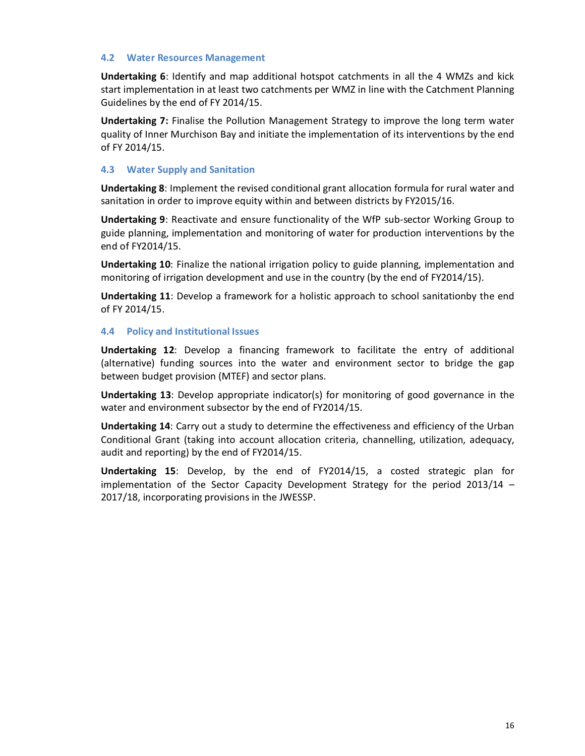## 4.2 Water Resources Management

**Undertaking 6**: Identify and map additional hotspot catchments in all the 4 WMZs and kick start implementation in at least two catchments per WMZ in line with the Catchment Planning Guidelines by the end of FY 2014/15.

**Undertaking 7:** Finalise the Pollution Management Strategy to improve the long term water quality of Inner Murchison Bay and initiate the implementation of its interventions by the end of FY 2014/15.

## 4.3 Water Supply and Sanitation

**Undertaking 8**: Implement the revised conditional grant allocation formula for rural water and sanitation in order to improve equity within and between districts by FY2015/16.

**Undertaking 9**: Reactivate and ensure functionality of the WfP sub-sector Working Group to guide planning, implementation and monitoring of water for production interventions by the end of FY2014/15.

**Undertaking 10**: Finalize the national irrigation policy to guide planning, implementation and monitoring of irrigation development and use in the country (by the end of FY2014/15).

**Undertaking 11**: Develop a framework for a holistic approach to school sanitationby the end of FY 2014/15.

## 4.4 Policy and Institutional Issues

**Undertaking 12**: Develop a financing framework to facilitate the entry of additional (alternative) funding sources into the water and environment sector to bridge the gap between budget provision (MTEF) and sector plans.

**Undertaking 13**: Develop appropriate indicator(s) for monitoring of good governance in the water and environment subsector by the end of FY2014/15.

**Undertaking 14**: Carry out a study to determine the effectiveness and efficiency of the Urban Conditional Grant (taking into account allocation criteria, channelling, utilization, adequacy, audit and reporting) by the end of FY2014/15.

**Undertaking 15**: Develop, by the end of FY2014/15, a costed strategic plan for implementation of the Sector Capacity Development Strategy for the period 2013/14 – 2017/18, incorporating provisions in the JWESSP.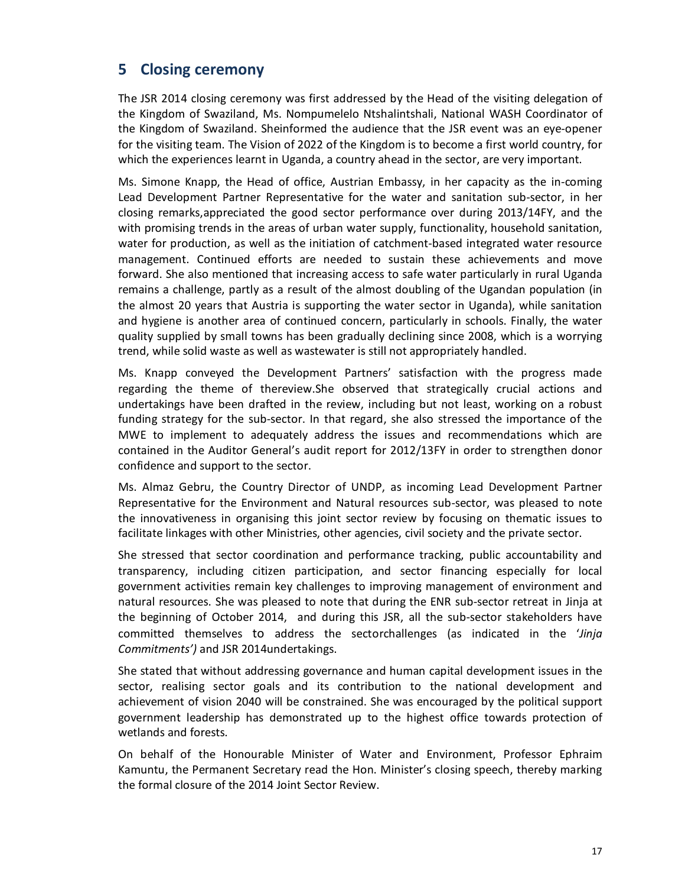## 5 Closing ceremony

The JSR 2014 closing ceremony was first addressed by the Head of the visiting delegation of the Kingdom of Swaziland, Ms. Nompumelelo Ntshalintshali, National WASH Coordinator of the Kingdom of Swaziland. Sheinformed the audience that the JSR event was an eye-opener for the visiting team. The Vision of 2022 of the Kingdom is to become a first world country, for which the experiences learnt in Uganda, a country ahead in the sector, are very important.

Ms. Simone Knapp, the Head of office, Austrian Embassy, in her capacity as the in-coming Lead Development Partner Representative for the water and sanitation sub-sector, in her closing remarks,appreciated the good sector performance over during 2013/14FY, and the with promising trends in the areas of urban water supply, functionality, household sanitation, water for production, as well as the initiation of catchment-based integrated water resource management. Continued efforts are needed to sustain these achievements and move forward. She also mentioned that increasing access to safe water particularly in rural Uganda remains a challenge, partly as a result of the almost doubling of the Ugandan population (in the almost 20 years that Austria is supporting the water sector in Uganda), while sanitation and hygiene is another area of continued concern, particularly in schools. Finally, the water quality supplied by small towns has been gradually declining since 2008, which is a worrying trend, while solid waste as well as wastewater is still not appropriately handled.

Ms. Knapp conveyed the Development Partners' satisfaction with the progress made regarding the theme of thereview.She observed that strategically crucial actions and undertakings have been drafted in the review, including but not least, working on a robust funding strategy for the sub-sector. In that regard, she also stressed the importance of the MWE to implement to adequately address the issues and recommendations which are contained in the Auditor General's audit report for 2012/13FY in order to strengthen donor confidence and support to the sector.

Ms. Almaz Gebru, the Country Director of UNDP, as incoming Lead Development Partner Representative for the Environment and Natural resources sub-sector, was pleased to note the innovativeness in organising this joint sector review by focusing on thematic issues to facilitate linkages with other Ministries, other agencies, civil society and the private sector.

She stressed that sector coordination and performance tracking, public accountability and transparency, including citizen participation, and sector financing especially for local government activities remain key challenges to improving management of environment and natural resources. She was pleased to note that during the ENR sub-sector retreat in Jinja at the beginning of October 2014, and during this JSR, all the sub-sector stakeholders have committed themselves to address the sectorchallenges (as indicated in the '*Jinja Commitments')* and JSR 2014undertakings.

She stated that without addressing governance and human capital development issues in the sector, realising sector goals and its contribution to the national development and achievement of vision 2040 will be constrained. She was encouraged by the political support government leadership has demonstrated up to the highest office towards protection of wetlands and forests.

On behalf of the Honourable Minister of Water and Environment, Professor Ephraim Kamuntu, the Permanent Secretary read the Hon. Minister's closing speech, thereby marking the formal closure of the 2014 Joint Sector Review.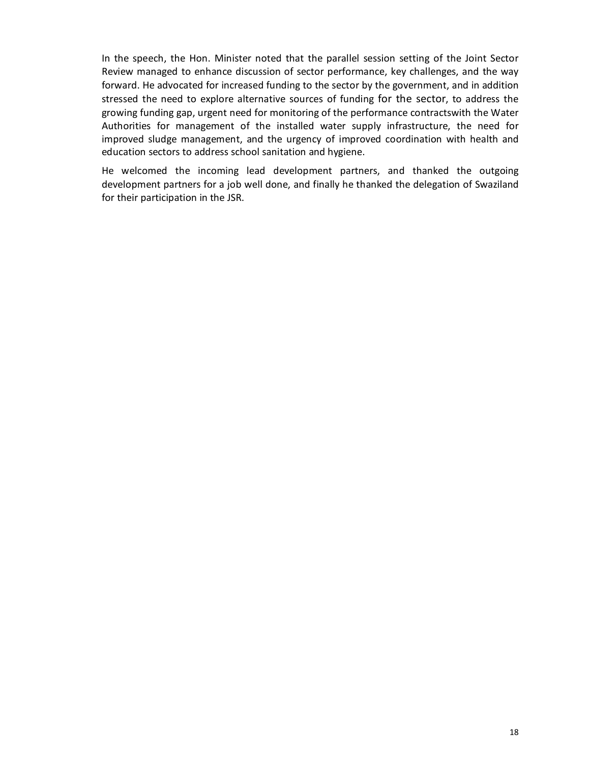In the speech, the Hon. Minister noted that the parallel session setting of the Joint Sector Review managed to enhance discussion of sector performance, key challenges, and the way forward. He advocated for increased funding to the sector by the government, and in addition stressed the need to explore alternative sources of funding for the sector, to address the growing funding gap, urgent need for monitoring of the performance contractswith the Water Authorities for management of the installed water supply infrastructure, the need for improved sludge management, and the urgency of improved coordination with health and education sectors to address school sanitation and hygiene.

He welcomed the incoming lead development partners, and thanked the outgoing development partners for a job well done, and finally he thanked the delegation of Swaziland for their participation in the JSR.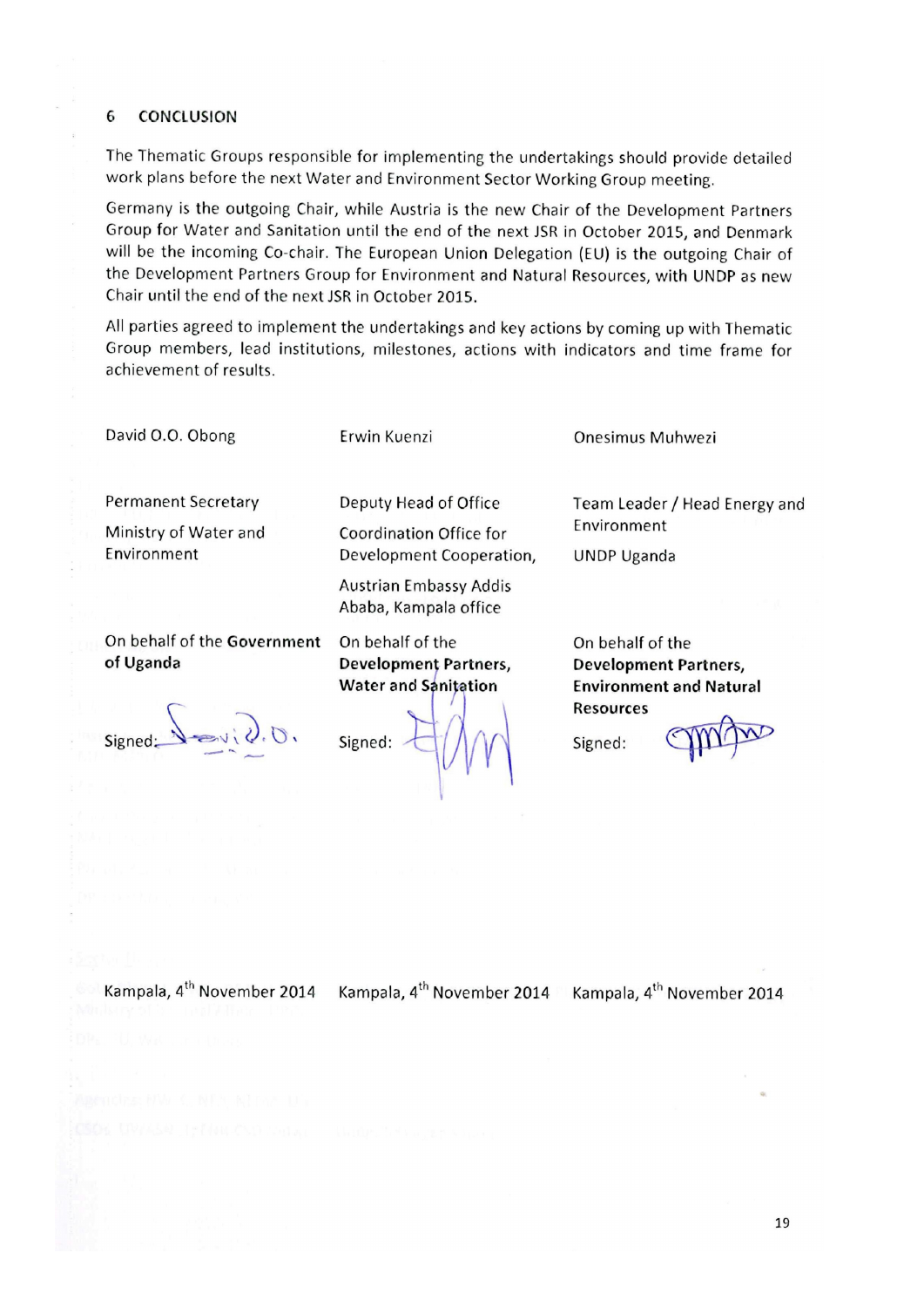## 6 CONCLUSION

The Thematic Groups responsible for implementing the undertakings should provide detailed work plans before the next Water and Environment Sector Working Group meeting.

Germany is the outgoing Chair, while Austria is the new Chair of the Development Partners Group for Water and Sanitation until the end of the next JSR in October 2015, and Denmark will be the incoming Co-chair. The European Union Delegation (EU) is the outgoing Chair of the Development Partners Group for Environment and Natural Resources, with UNDP as new Chair until the end of the next JSR in October 2015.

All parties agreed to implement the undertakings and key actions by coming up with Thematic Group members, lead institutions, milestones, actions with indicators and time frame for achievement of results.

David O.O. Obong

Permanent Secretary

Ministry of Water and Environment

On behalf of the **Government of Uganda**

Signed:

Kampala, 4th November 2014

Erwin Kuenzi

Deputy Head of Office

Coordination Office for Development Cooperation,

Austrian Embassy Addis Ababa, Kampala office

On behalf of the **Development Partners, Water and Sanitation**

Signed:

Kampala, 4th November 2014

Onesimus Muhwezi

Team Leader / Head Energy and Environment

UNDP Uganda

On behalf of the **Development Partners, Environment and Natural Resources**

Signed:

Kampala, 4th November 2014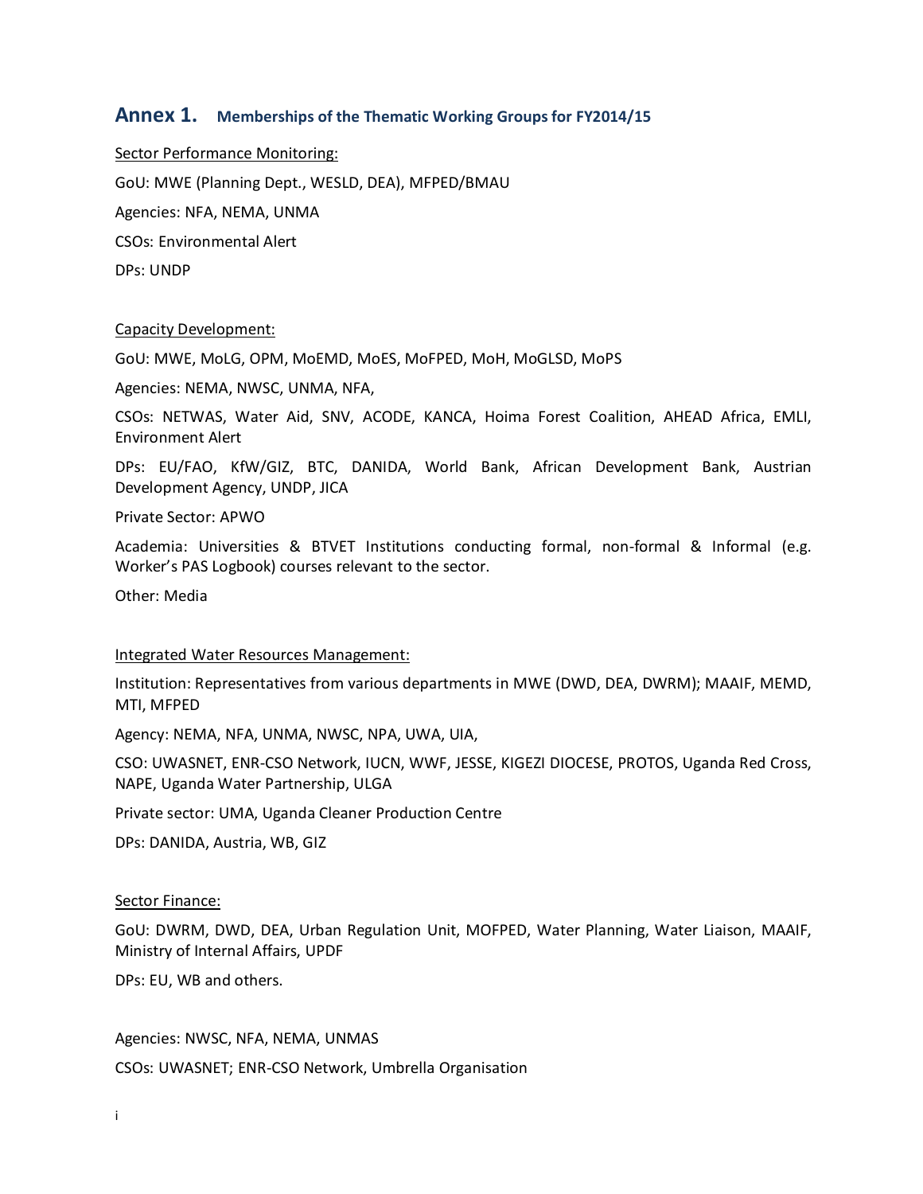# Annex 1. Memberships of the Thematic Working Groups for FY2014/15

<u>Sector Performance Monitoring:</u>

GoU: MWE (Planning Dept., WESLD, DEA), MFPED/BMAU

Agencies: NFA, NEMA, UNMA

CSOs: Environmental Alert

DPs: UNDP

<u>Capacity Development:</u>

GoU: MWE, MoLG, OPM, MoEMD, MoES, MoFPED, MoH, MoGLSD, MoPS

Agencies: NEMA, NWSC, UNMA, NFA,

CSOs: NETWAS, Water Aid, SNV, ACODE, KANCA, Hoima Forest Coalition, AHEAD Africa, EMLI, Environment Alert

DPs: EU/FAO, KfW/GIZ, BTC, DANIDA, World Bank, African Development Bank, Austrian Development Agency, UNDP, JICA

Private Sector: APWO

Academia: Universities & BTVET Institutions conducting formal, non-formal & Informal (e.g. Worker's PAS Logbook) courses relevant to the sector.

Other: Media

<u>Integrated Water Resources Management:</u>

Institution: Representatives from various departments in MWE (DWD, DEA, DWRM); MAAIF, MEMD, MTI, MFPED

Agency: NEMA, NFA, UNMA, NWSC, NPA, UWA, UIA,

CSO: UWASNET, ENR-CSO Network, IUCN, WWF, JESSE, KIGEZI DIOCESE, PROTOS, Uganda Red Cross, NAPE, Uganda Water Partnership, ULGA

Private sector: UMA, Uganda Cleaner Production Centre

DPs: DANIDA, Austria, WB, GIZ

<u>Sector Finance:</u>

GoU: DWRM, DWD, DEA, Urban Regulation Unit, MOFPED, Water Planning, Water Liaison, MAAIF, Ministry of Internal Affairs, UPDF

DPs: EU, WB and others.

Agencies: NWSC, NFA, NEMA, UNMAS

CSOs: UWASNET; ENR-CSO Network, Umbrella Organisation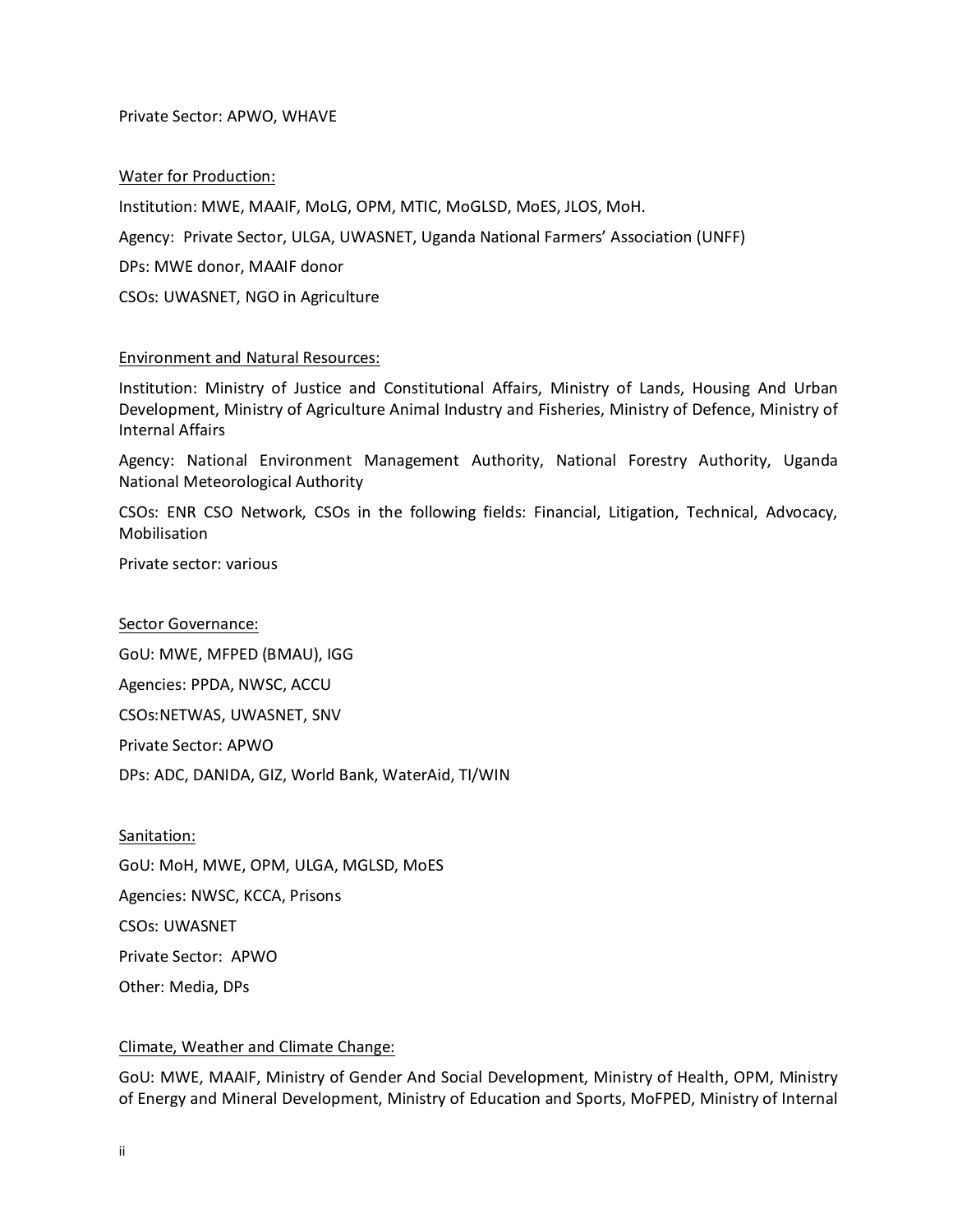Private Sector: APWO, WHAVE

Water for Production:

Institution: MWE, MAAIF, MoLG, OPM, MTIC, MoGLSD, MoES, JLOS, MoH.

Agency: Private Sector, ULGA, UWASNET, Uganda National Farmers' Association (UNFF)

DPs: MWE donor, MAAIF donor

CSOs: UWASNET, NGO in Agriculture

Environment and Natural Resources:

Institution: Ministry of Justice and Constitutional Affairs, Ministry of Lands, Housing And Urban Development, Ministry of Agriculture Animal Industry and Fisheries, Ministry of Defence, Ministry of Internal Affairs

Agency: National Environment Management Authority, National Forestry Authority, Uganda National Meteorological Authority

CSOs: ENR CSO Network, CSOs in the following fields: Financial, Litigation, Technical, Advocacy, Mobilisation

Private sector: various

Sector Governance:

GoU: MWE, MFPED (BMAU), IGG

Agencies: PPDA, NWSC, ACCU

CSOs:NETWAS, UWASNET, SNV

Private Sector: APWO

DPs: ADC, DANIDA, GIZ, World Bank, WaterAid, TI/WIN

Sanitation:

GoU: MoH, MWE, OPM, ULGA, MGLSD, MoES

Agencies: NWSC, KCCA, Prisons

CSOs: UWASNET

Private Sector: APWO

Other: Media, DPs

Climate, Weather and Climate Change:

GoU: MWE, MAAIF, Ministry of Gender And Social Development, Ministry of Health, OPM, Ministry of Energy and Mineral Development, Ministry of Education and Sports, MoFPED, Ministry of Internal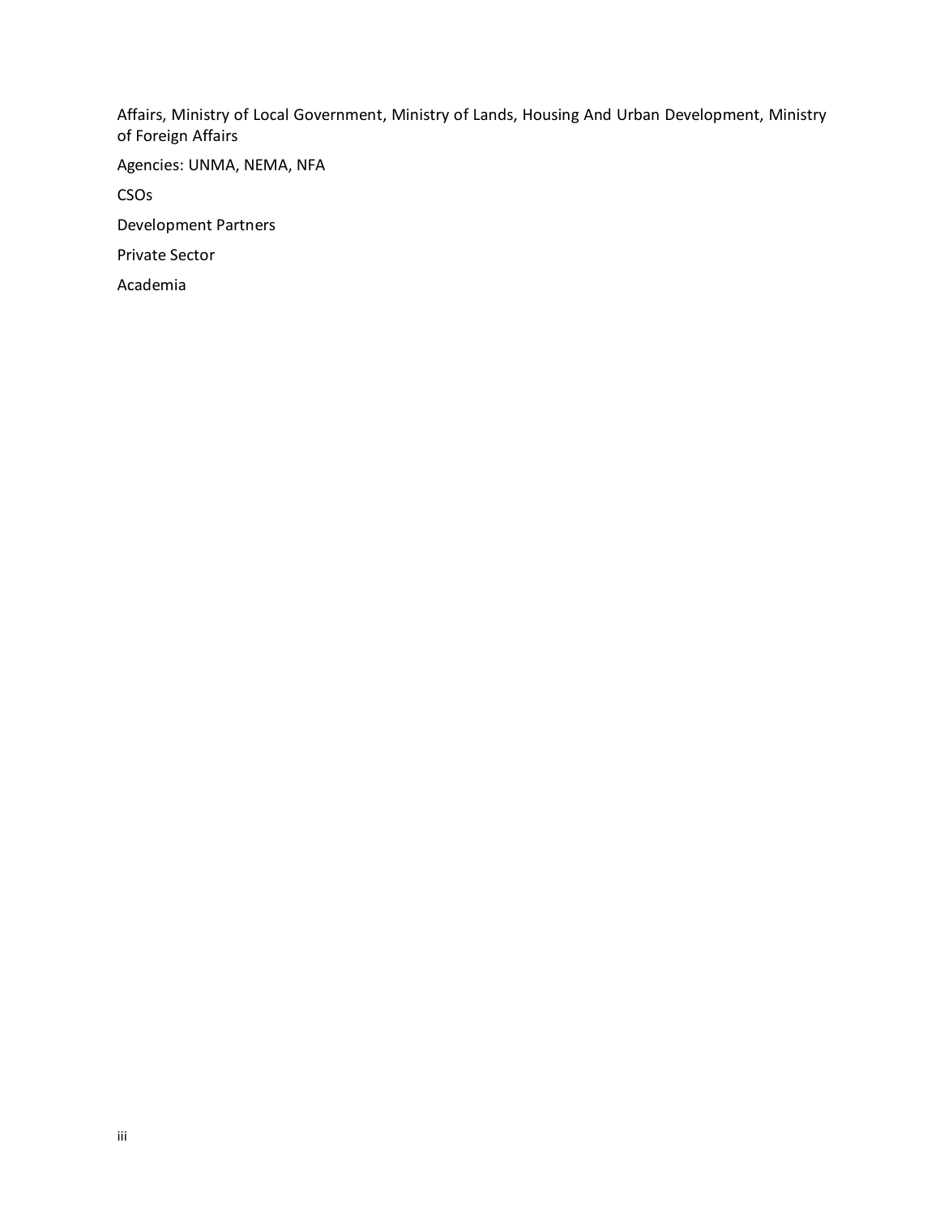Affairs, Ministry of Local Government, Ministry of Lands, Housing And Urban Development, Ministry of Foreign Affairs

Agencies: UNMA, NEMA, NFA

CSOs

Development Partners

Private Sector

Academia